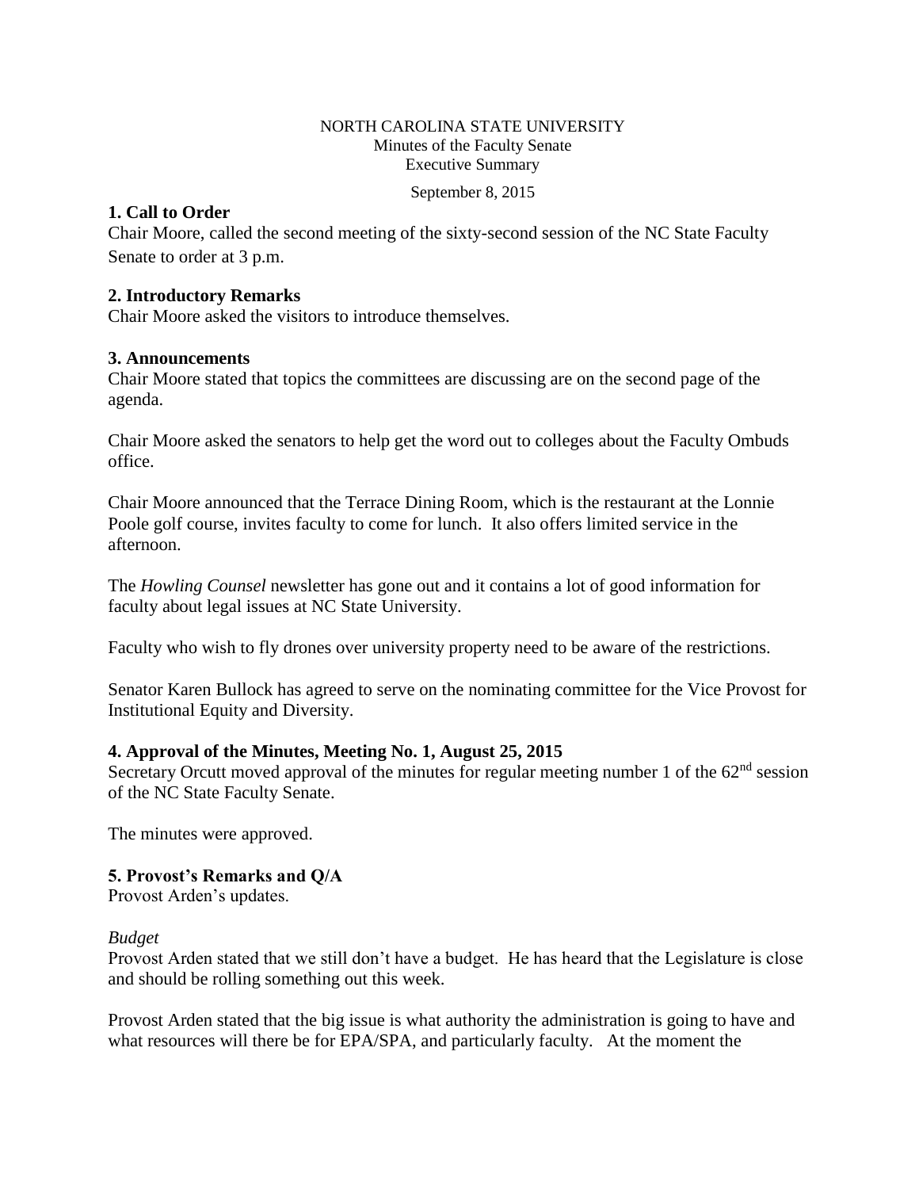NORTH CAROLINA STATE UNIVERSITY
Minutes of the Faculty Senate
Executive Summary

September 8, 2015

## 1. Call to Order

Chair Moore, called the second meeting of the sixty-second session of the NC State Faculty Senate to order at 3 p.m.

## 2. Introductory Remarks

Chair Moore asked the visitors to introduce themselves.

## 3. Announcements

Chair Moore stated that topics the committees are discussing are on the second page of the agenda.

Chair Moore asked the senators to help get the word out to colleges about the Faculty Ombuds office.

Chair Moore announced that the Terrace Dining Room, which is the restaurant at the Lonnie Poole golf course, invites faculty to come for lunch. It also offers limited service in the afternoon.

The *Howling Counsel* newsletter has gone out and it contains a lot of good information for faculty about legal issues at NC State University.

Faculty who wish to fly drones over university property need to be aware of the restrictions.

Senator Karen Bullock has agreed to serve on the nominating committee for the Vice Provost for Institutional Equity and Diversity.

## 4. Approval of the Minutes, Meeting No. 1, August 25, 2015

Secretary Orcutt moved approval of the minutes for regular meeting number 1 of the 62nd session of the NC State Faculty Senate.

The minutes were approved.

## 5. Provost's Remarks and Q/A

Provost Arden's updates.

*Budget*

Provost Arden stated that we still don't have a budget. He has heard that the Legislature is close and should be rolling something out this week.

Provost Arden stated that the big issue is what authority the administration is going to have and what resources will there be for EPA/SPA, and particularly faculty. At the moment the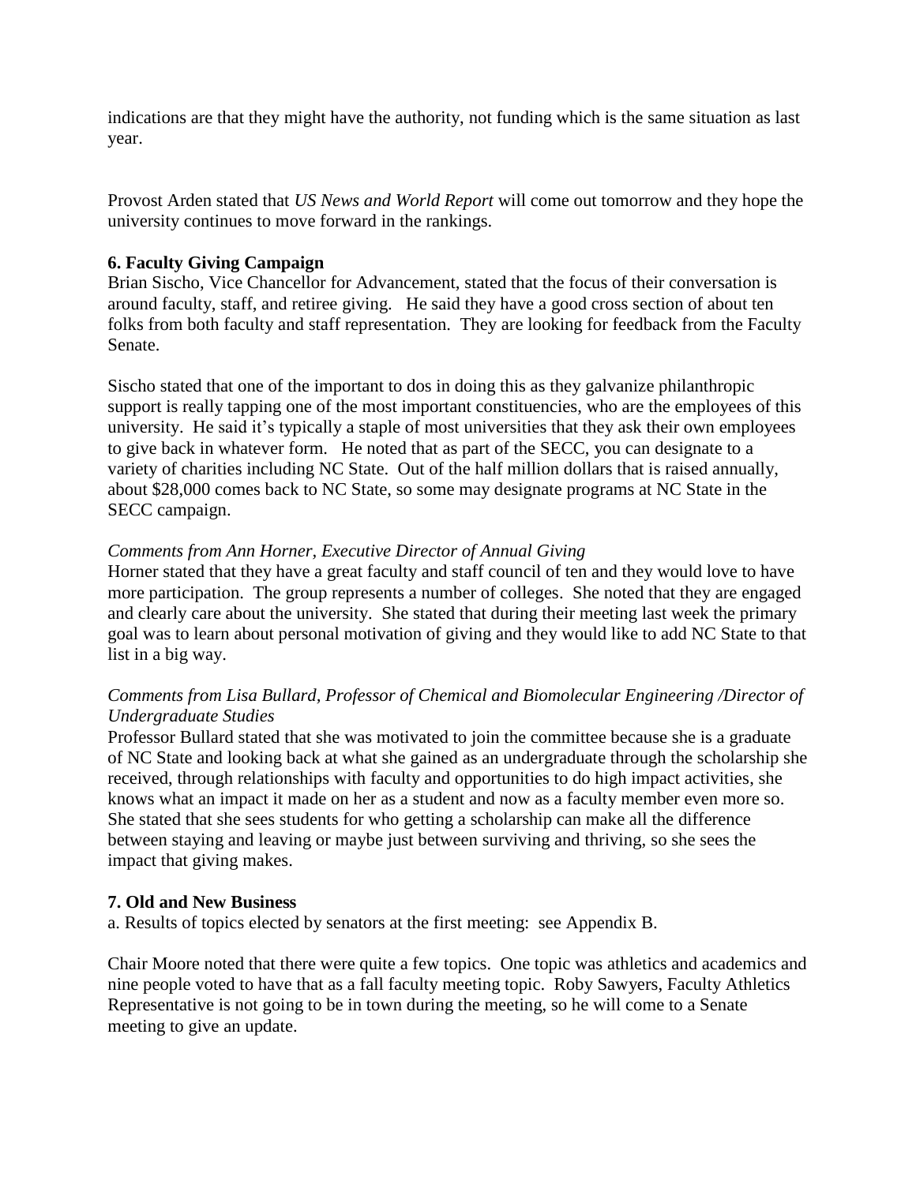indications are that they might have the authority, not funding which is the same situation as last year.

Provost Arden stated that *US News and World Report* will come out tomorrow and they hope the university continues to move forward in the rankings.

**6. Faculty Giving Campaign**

Brian Sischo, Vice Chancellor for Advancement, stated that the focus of their conversation is around faculty, staff, and retiree giving. He said they have a good cross section of about ten folks from both faculty and staff representation. They are looking for feedback from the Faculty Senate.

Sischo stated that one of the important to dos in doing this as they galvanize philanthropic support is really tapping one of the most important constituencies, who are the employees of this university. He said it's typically a staple of most universities that they ask their own employees to give back in whatever form. He noted that as part of the SECC, you can designate to a variety of charities including NC State. Out of the half million dollars that is raised annually, about $28,000 comes back to NC State, so some may designate programs at NC State in the SECC campaign.

*Comments from Ann Horner, Executive Director of Annual Giving*

Horner stated that they have a great faculty and staff council of ten and they would love to have more participation. The group represents a number of colleges. She noted that they are engaged and clearly care about the university. She stated that during their meeting last week the primary goal was to learn about personal motivation of giving and they would like to add NC State to that list in a big way.

*Comments from Lisa Bullard, Professor of Chemical and Biomolecular Engineering /Director of Undergraduate Studies*

Professor Bullard stated that she was motivated to join the committee because she is a graduate of NC State and looking back at what she gained as an undergraduate through the scholarship she received, through relationships with faculty and opportunities to do high impact activities, she knows what an impact it made on her as a student and now as a faculty member even more so. She stated that she sees students for who getting a scholarship can make all the difference between staying and leaving or maybe just between surviving and thriving, so she sees the impact that giving makes.

**7. Old and New Business**

a. Results of topics elected by senators at the first meeting: see Appendix B.

Chair Moore noted that there were quite a few topics. One topic was athletics and academics and nine people voted to have that as a fall faculty meeting topic. Roby Sawyers, Faculty Athletics Representative is not going to be in town during the meeting, so he will come to a Senate meeting to give an update.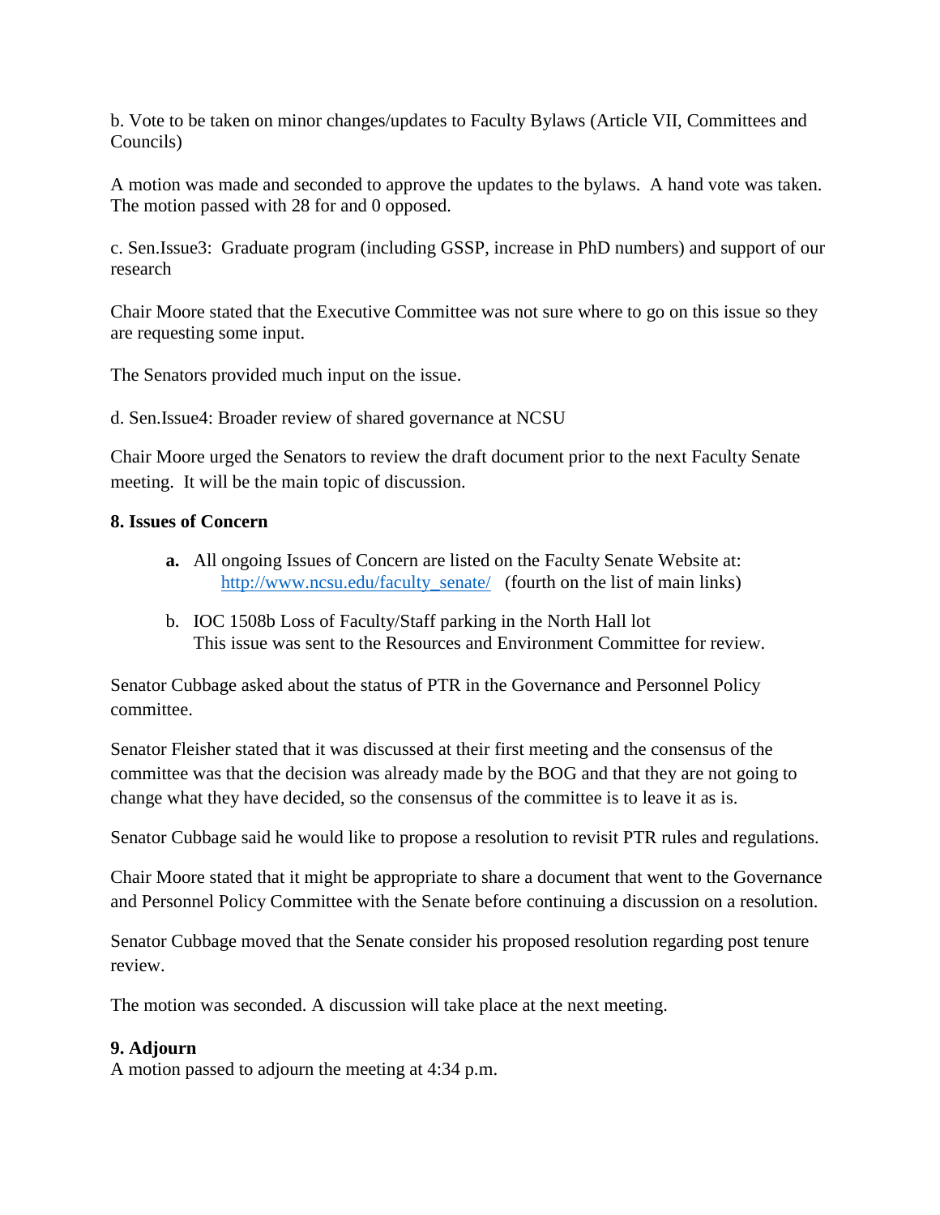b. Vote to be taken on minor changes/updates to Faculty Bylaws (Article VII, Committees and Councils)

A motion was made and seconded to approve the updates to the bylaws. A hand vote was taken. The motion passed with 28 for and 0 opposed.

c. Sen.Issue3: Graduate program (including GSSP, increase in PhD numbers) and support of our research

Chair Moore stated that the Executive Committee was not sure where to go on this issue so they are requesting some input.

The Senators provided much input on the issue.

d. Sen.Issue4: Broader review of shared governance at NCSU

Chair Moore urged the Senators to review the draft document prior to the next Faculty Senate meeting. It will be the main topic of discussion.

**8. Issues of Concern**

- **a.** All ongoing Issues of Concern are listed on the Faculty Senate Website at: http://www.ncsu.edu/faculty_senate/ (fourth on the list of main links)
- b. IOC 1508b Loss of Faculty/Staff parking in the North Hall lot
  This issue was sent to the Resources and Environment Committee for review.

Senator Cubbage asked about the status of PTR in the Governance and Personnel Policy committee.

Senator Fleisher stated that it was discussed at their first meeting and the consensus of the committee was that the decision was already made by the BOG and that they are not going to change what they have decided, so the consensus of the committee is to leave it as is.

Senator Cubbage said he would like to propose a resolution to revisit PTR rules and regulations.

Chair Moore stated that it might be appropriate to share a document that went to the Governance and Personnel Policy Committee with the Senate before continuing a discussion on a resolution.

Senator Cubbage moved that the Senate consider his proposed resolution regarding post tenure review.

The motion was seconded. A discussion will take place at the next meeting.

**9. Adjourn**
A motion passed to adjourn the meeting at 4:34 p.m.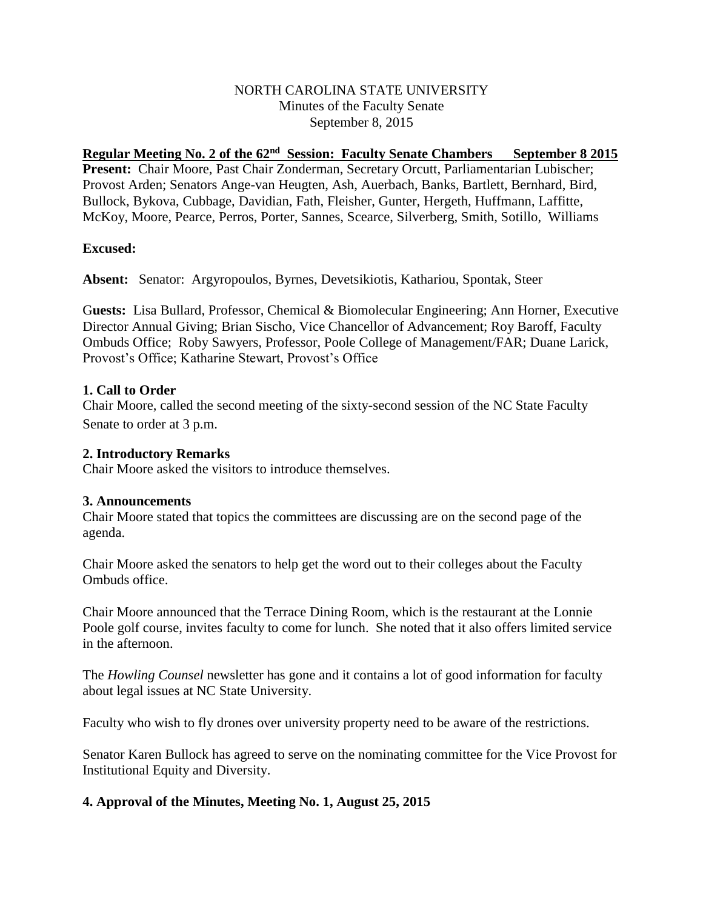NORTH CAROLINA STATE UNIVERSITY
Minutes of the Faculty Senate
September 8, 2015

**Regular Meeting No. 2 of the 62nd Session: Faculty Senate Chambers September 8 2015**

**Present:** Chair Moore, Past Chair Zonderman, Secretary Orcutt, Parliamentarian Lubischer; Provost Arden; Senators Ange-van Heugten, Ash, Auerbach, Banks, Bartlett, Bernhard, Bird, Bullock, Bykova, Cubbage, Davidian, Fath, Fleisher, Gunter, Hergeth, Huffmann, Laffitte, McKoy, Moore, Pearce, Perros, Porter, Sannes, Scearce, Silverberg, Smith, Sotillo, Williams

**Excused:**

**Absent:** Senator: Argyropoulos, Byrnes, Devetsikiotis, Kathariou, Spontak, Steer

**Guests:** Lisa Bullard, Professor, Chemical & Biomolecular Engineering; Ann Horner, Executive Director Annual Giving; Brian Sischo, Vice Chancellor of Advancement; Roy Baroff, Faculty Ombuds Office; Roby Sawyers, Professor, Poole College of Management/FAR; Duane Larick, Provost's Office; Katharine Stewart, Provost's Office

**1. Call to Order**

Chair Moore, called the second meeting of the sixty-second session of the NC State Faculty Senate to order at 3 p.m.

**2. Introductory Remarks**

Chair Moore asked the visitors to introduce themselves.

**3. Announcements**

Chair Moore stated that topics the committees are discussing are on the second page of the agenda.

Chair Moore asked the senators to help get the word out to their colleges about the Faculty Ombuds office.

Chair Moore announced that the Terrace Dining Room, which is the restaurant at the Lonnie Poole golf course, invites faculty to come for lunch. She noted that it also offers limited service in the afternoon.

The *Howling Counsel* newsletter has gone and it contains a lot of good information for faculty about legal issues at NC State University.

Faculty who wish to fly drones over university property need to be aware of the restrictions.

Senator Karen Bullock has agreed to serve on the nominating committee for the Vice Provost for Institutional Equity and Diversity.

**4. Approval of the Minutes, Meeting No. 1, August 25, 2015**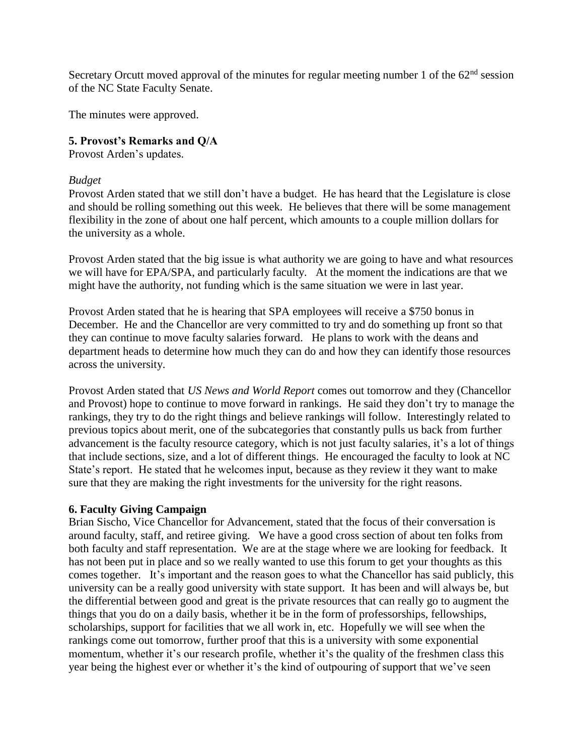Secretary Orcutt moved approval of the minutes for regular meeting number 1 of the 62nd session of the NC State Faculty Senate.

The minutes were approved.

**5. Provost's Remarks and Q/A**

Provost Arden's updates.

*Budget*

Provost Arden stated that we still don't have a budget. He has heard that the Legislature is close and should be rolling something out this week. He believes that there will be some management flexibility in the zone of about one half percent, which amounts to a couple million dollars for the university as a whole.

Provost Arden stated that the big issue is what authority we are going to have and what resources we will have for EPA/SPA, and particularly faculty. At the moment the indications are that we might have the authority, not funding which is the same situation we were in last year.

Provost Arden stated that he is hearing that SPA employees will receive a $750 bonus in December. He and the Chancellor are very committed to try and do something up front so that they can continue to move faculty salaries forward. He plans to work with the deans and department heads to determine how much they can do and how they can identify those resources across the university.

Provost Arden stated that *US News and World Report* comes out tomorrow and they (Chancellor and Provost) hope to continue to move forward in rankings. He said they don't try to manage the rankings, they try to do the right things and believe rankings will follow. Interestingly related to previous topics about merit, one of the subcategories that constantly pulls us back from further advancement is the faculty resource category, which is not just faculty salaries, it's a lot of things that include sections, size, and a lot of different things. He encouraged the faculty to look at NC State's report. He stated that he welcomes input, because as they review it they want to make sure that they are making the right investments for the university for the right reasons.

**6. Faculty Giving Campaign**

Brian Sischo, Vice Chancellor for Advancement, stated that the focus of their conversation is around faculty, staff, and retiree giving. We have a good cross section of about ten folks from both faculty and staff representation. We are at the stage where we are looking for feedback. It has not been put in place and so we really wanted to use this forum to get your thoughts as this comes together. It's important and the reason goes to what the Chancellor has said publicly, this university can be a really good university with state support. It has been and will always be, but the differential between good and great is the private resources that can really go to augment the things that you do on a daily basis, whether it be in the form of professorships, fellowships, scholarships, support for facilities that we all work in, etc. Hopefully we will see when the rankings come out tomorrow, further proof that this is a university with some exponential momentum, whether it's our research profile, whether it's the quality of the freshmen class this year being the highest ever or whether it's the kind of outpouring of support that we've seen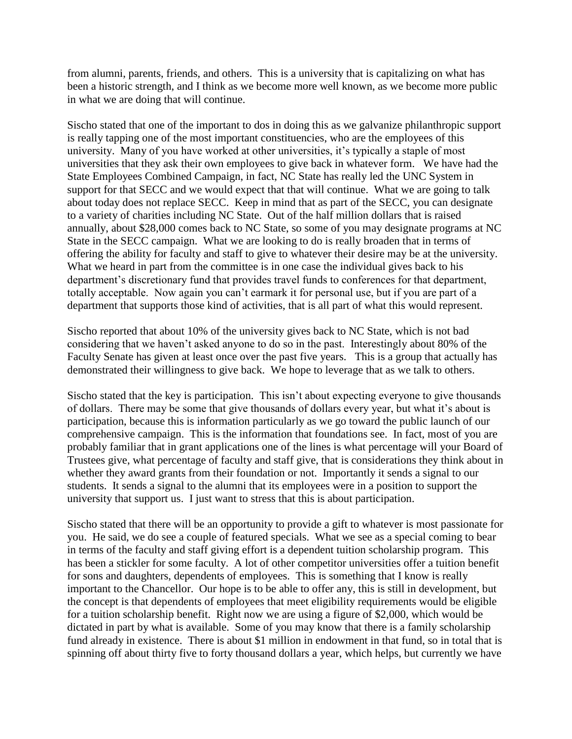from alumni, parents, friends, and others. This is a university that is capitalizing on what has been a historic strength, and I think as we become more well known, as we become more public in what we are doing that will continue.

Sischo stated that one of the important to dos in doing this as we galvanize philanthropic support is really tapping one of the most important constituencies, who are the employees of this university. Many of you have worked at other universities, it's typically a staple of most universities that they ask their own employees to give back in whatever form. We have had the State Employees Combined Campaign, in fact, NC State has really led the UNC System in support for that SECC and we would expect that that will continue. What we are going to talk about today does not replace SECC. Keep in mind that as part of the SECC, you can designate to a variety of charities including NC State. Out of the half million dollars that is raised annually, about $28,000 comes back to NC State, so some of you may designate programs at NC State in the SECC campaign. What we are looking to do is really broaden that in terms of offering the ability for faculty and staff to give to whatever their desire may be at the university. What we heard in part from the committee is in one case the individual gives back to his department's discretionary fund that provides travel funds to conferences for that department, totally acceptable. Now again you can't earmark it for personal use, but if you are part of a department that supports those kind of activities, that is all part of what this would represent.

Sischo reported that about 10% of the university gives back to NC State, which is not bad considering that we haven't asked anyone to do so in the past. Interestingly about 80% of the Faculty Senate has given at least once over the past five years. This is a group that actually has demonstrated their willingness to give back. We hope to leverage that as we talk to others.

Sischo stated that the key is participation. This isn't about expecting everyone to give thousands of dollars. There may be some that give thousands of dollars every year, but what it's about is participation, because this is information particularly as we go toward the public launch of our comprehensive campaign. This is the information that foundations see. In fact, most of you are probably familiar that in grant applications one of the lines is what percentage will your Board of Trustees give, what percentage of faculty and staff give, that is considerations they think about in whether they award grants from their foundation or not. Importantly it sends a signal to our students. It sends a signal to the alumni that its employees were in a position to support the university that support us. I just want to stress that this is about participation.

Sischo stated that there will be an opportunity to provide a gift to whatever is most passionate for you. He said, we do see a couple of featured specials. What we see as a special coming to bear in terms of the faculty and staff giving effort is a dependent tuition scholarship program. This has been a stickler for some faculty. A lot of other competitor universities offer a tuition benefit for sons and daughters, dependents of employees. This is something that I know is really important to the Chancellor. Our hope is to be able to offer any, this is still in development, but the concept is that dependents of employees that meet eligibility requirements would be eligible for a tuition scholarship benefit. Right now we are using a figure of $2,000, which would be dictated in part by what is available. Some of you may know that there is a family scholarship fund already in existence. There is about $1 million in endowment in that fund, so in total that is spinning off about thirty five to forty thousand dollars a year, which helps, but currently we have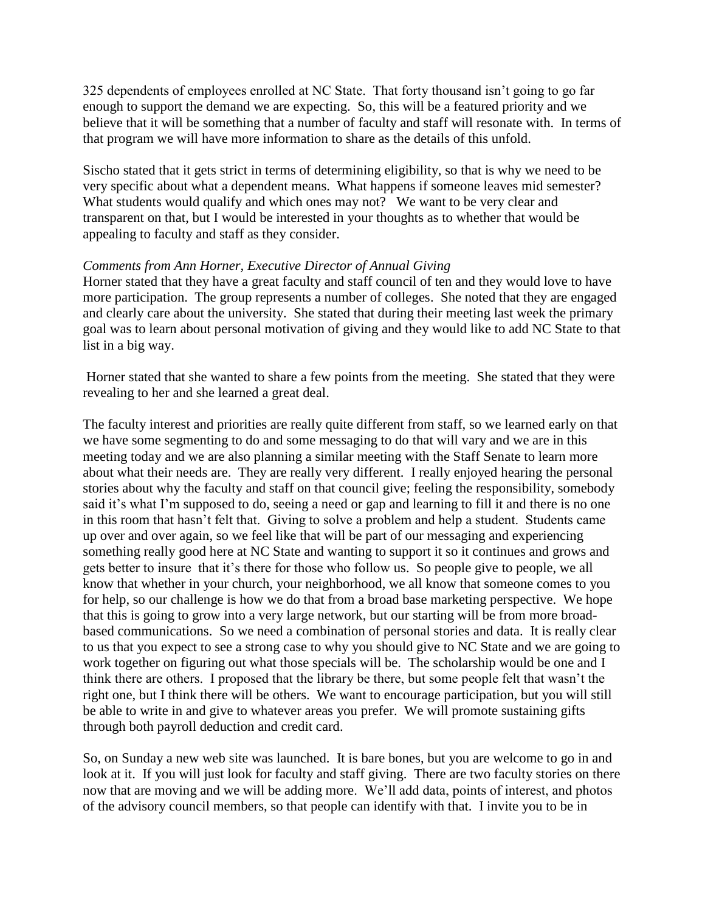325 dependents of employees enrolled at NC State. That forty thousand isn't going to go far enough to support the demand we are expecting. So, this will be a featured priority and we believe that it will be something that a number of faculty and staff will resonate with. In terms of that program we will have more information to share as the details of this unfold.

Sischo stated that it gets strict in terms of determining eligibility, so that is why we need to be very specific about what a dependent means. What happens if someone leaves mid semester? What students would qualify and which ones may not? We want to be very clear and transparent on that, but I would be interested in your thoughts as to whether that would be appealing to faculty and staff as they consider.

*Comments from Ann Horner, Executive Director of Annual Giving*

Horner stated that they have a great faculty and staff council of ten and they would love to have more participation. The group represents a number of colleges. She noted that they are engaged and clearly care about the university. She stated that during their meeting last week the primary goal was to learn about personal motivation of giving and they would like to add NC State to that list in a big way.

Horner stated that she wanted to share a few points from the meeting. She stated that they were revealing to her and she learned a great deal.

The faculty interest and priorities are really quite different from staff, so we learned early on that we have some segmenting to do and some messaging to do that will vary and we are in this meeting today and we are also planning a similar meeting with the Staff Senate to learn more about what their needs are. They are really very different. I really enjoyed hearing the personal stories about why the faculty and staff on that council give; feeling the responsibility, somebody said it's what I'm supposed to do, seeing a need or gap and learning to fill it and there is no one in this room that hasn't felt that. Giving to solve a problem and help a student. Students came up over and over again, so we feel like that will be part of our messaging and experiencing something really good here at NC State and wanting to support it so it continues and grows and gets better to insure that it's there for those who follow us. So people give to people, we all know that whether in your church, your neighborhood, we all know that someone comes to you for help, so our challenge is how we do that from a broad base marketing perspective. We hope that this is going to grow into a very large network, but our starting will be from more broad-based communications. So we need a combination of personal stories and data. It is really clear to us that you expect to see a strong case to why you should give to NC State and we are going to work together on figuring out what those specials will be. The scholarship would be one and I think there are others. I proposed that the library be there, but some people felt that wasn't the right one, but I think there will be others. We want to encourage participation, but you will still be able to write in and give to whatever areas you prefer. We will promote sustaining gifts through both payroll deduction and credit card.

So, on Sunday a new web site was launched. It is bare bones, but you are welcome to go in and look at it. If you will just look for faculty and staff giving. There are two faculty stories on there now that are moving and we will be adding more. We'll add data, points of interest, and photos of the advisory council members, so that people can identify with that. I invite you to be in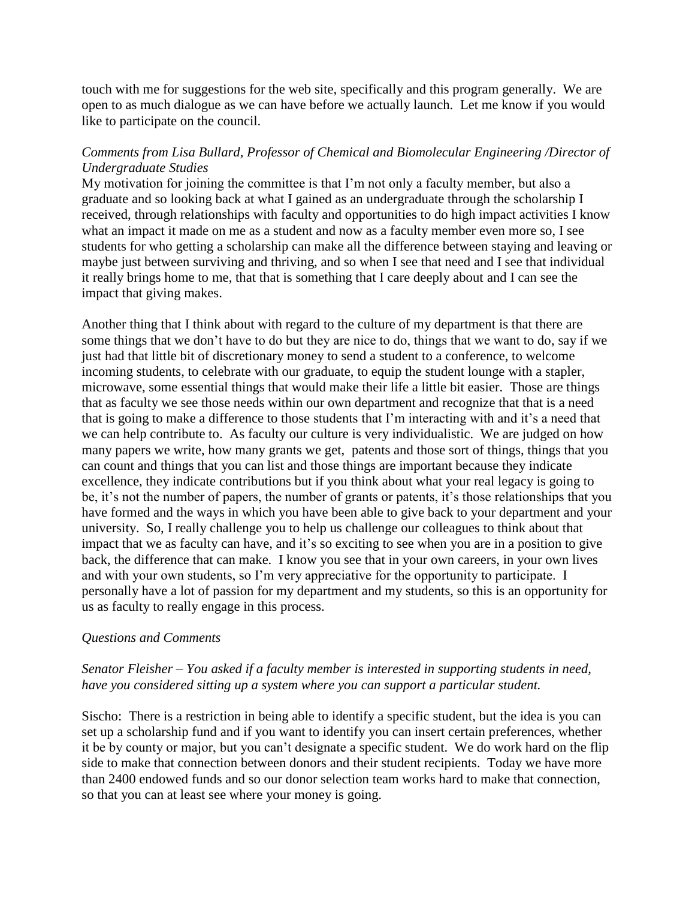touch with me for suggestions for the web site, specifically and this program generally. We are open to as much dialogue as we can have before we actually launch. Let me know if you would like to participate on the council.

*Comments from Lisa Bullard, Professor of Chemical and Biomolecular Engineering /Director of Undergraduate Studies*

My motivation for joining the committee is that I'm not only a faculty member, but also a graduate and so looking back at what I gained as an undergraduate through the scholarship I received, through relationships with faculty and opportunities to do high impact activities I know what an impact it made on me as a student and now as a faculty member even more so, I see students for who getting a scholarship can make all the difference between staying and leaving or maybe just between surviving and thriving, and so when I see that need and I see that individual it really brings home to me, that that is something that I care deeply about and I can see the impact that giving makes.

Another thing that I think about with regard to the culture of my department is that there are some things that we don't have to do but they are nice to do, things that we want to do, say if we just had that little bit of discretionary money to send a student to a conference, to welcome incoming students, to celebrate with our graduate, to equip the student lounge with a stapler, microwave, some essential things that would make their life a little bit easier. Those are things that as faculty we see those needs within our own department and recognize that that is a need that is going to make a difference to those students that I'm interacting with and it's a need that we can help contribute to. As faculty our culture is very individualistic. We are judged on how many papers we write, how many grants we get, patents and those sort of things, things that you can count and things that you can list and those things are important because they indicate excellence, they indicate contributions but if you think about what your real legacy is going to be, it's not the number of papers, the number of grants or patents, it's those relationships that you have formed and the ways in which you have been able to give back to your department and your university. So, I really challenge you to help us challenge our colleagues to think about that impact that we as faculty can have, and it's so exciting to see when you are in a position to give back, the difference that can make. I know you see that in your own careers, in your own lives and with your own students, so I'm very appreciative for the opportunity to participate. I personally have a lot of passion for my department and my students, so this is an opportunity for us as faculty to really engage in this process.

*Questions and Comments*

*Senator Fleisher – You asked if a faculty member is interested in supporting students in need, have you considered sitting up a system where you can support a particular student.*

Sischo: There is a restriction in being able to identify a specific student, but the idea is you can set up a scholarship fund and if you want to identify you can insert certain preferences, whether it be by county or major, but you can't designate a specific student. We do work hard on the flip side to make that connection between donors and their student recipients. Today we have more than 2400 endowed funds and so our donor selection team works hard to make that connection, so that you can at least see where your money is going.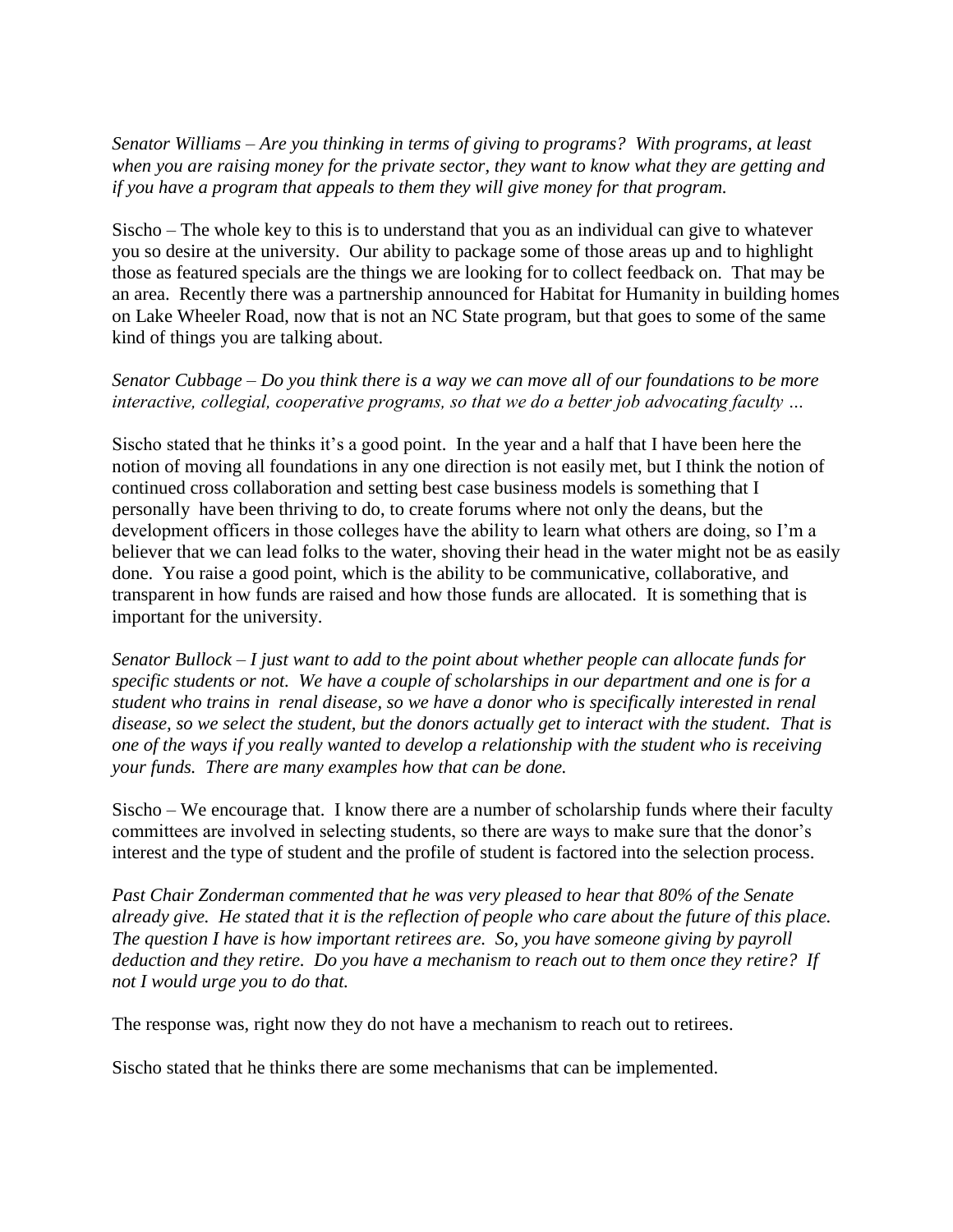*Senator Williams – Are you thinking in terms of giving to programs? With programs, at least when you are raising money for the private sector, they want to know what they are getting and if you have a program that appeals to them they will give money for that program.*

Sischo – The whole key to this is to understand that you as an individual can give to whatever you so desire at the university. Our ability to package some of those areas up and to highlight those as featured specials are the things we are looking for to collect feedback on. That may be an area. Recently there was a partnership announced for Habitat for Humanity in building homes on Lake Wheeler Road, now that is not an NC State program, but that goes to some of the same kind of things you are talking about.

*Senator Cubbage – Do you think there is a way we can move all of our foundations to be more interactive, collegial, cooperative programs, so that we do a better job advocating faculty …*

Sischo stated that he thinks it's a good point. In the year and a half that I have been here the notion of moving all foundations in any one direction is not easily met, but I think the notion of continued cross collaboration and setting best case business models is something that I personally have been thriving to do, to create forums where not only the deans, but the development officers in those colleges have the ability to learn what others are doing, so I'm a believer that we can lead folks to the water, shoving their head in the water might not be as easily done. You raise a good point, which is the ability to be communicative, collaborative, and transparent in how funds are raised and how those funds are allocated. It is something that is important for the university.

*Senator Bullock – I just want to add to the point about whether people can allocate funds for specific students or not. We have a couple of scholarships in our department and one is for a student who trains in renal disease, so we have a donor who is specifically interested in renal disease, so we select the student, but the donors actually get to interact with the student. That is one of the ways if you really wanted to develop a relationship with the student who is receiving your funds. There are many examples how that can be done.*

Sischo – We encourage that. I know there are a number of scholarship funds where their faculty committees are involved in selecting students, so there are ways to make sure that the donor's interest and the type of student and the profile of student is factored into the selection process.

*Past Chair Zonderman commented that he was very pleased to hear that 80% of the Senate already give. He stated that it is the reflection of people who care about the future of this place. The question I have is how important retirees are. So, you have someone giving by payroll deduction and they retire. Do you have a mechanism to reach out to them once they retire? If not I would urge you to do that.*

The response was, right now they do not have a mechanism to reach out to retirees.

Sischo stated that he thinks there are some mechanisms that can be implemented.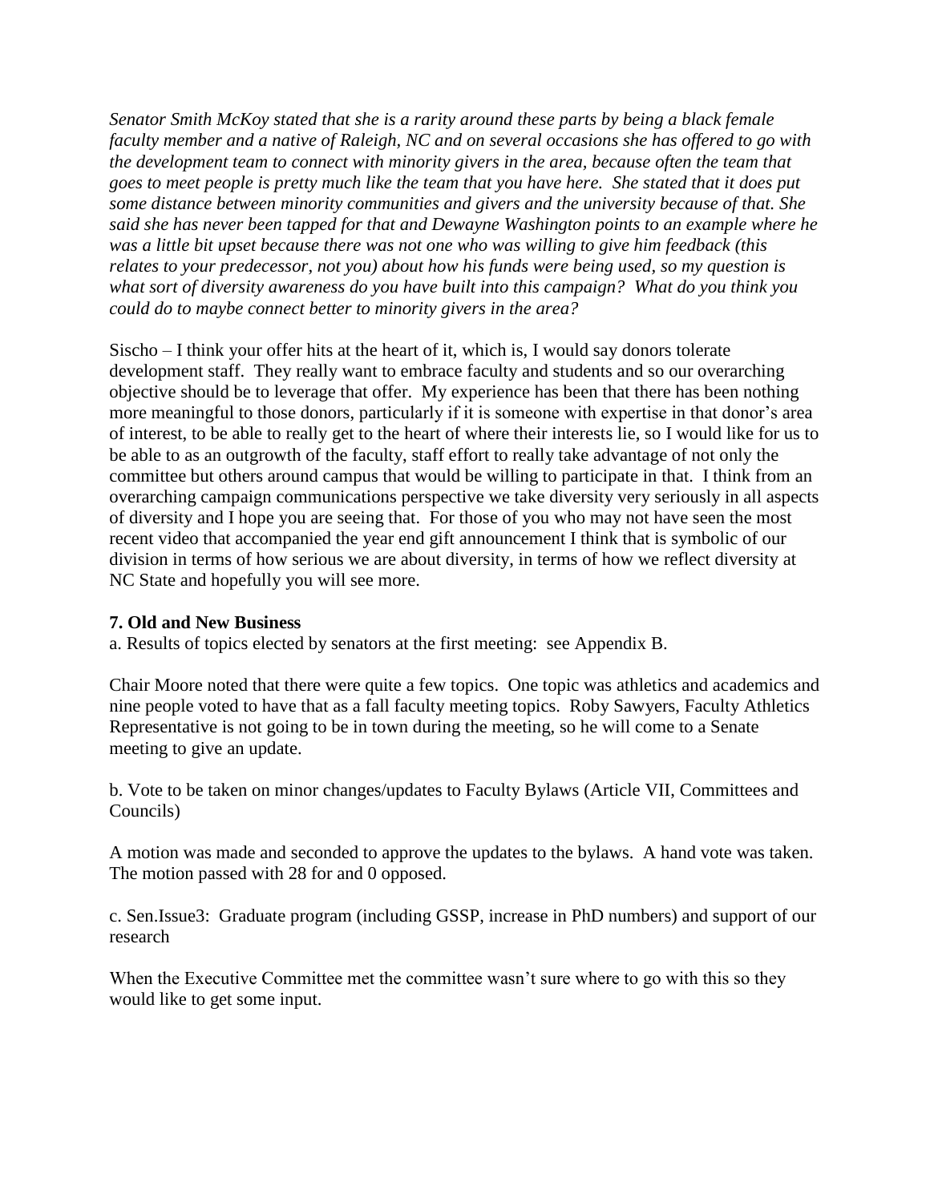*Senator Smith McKoy stated that she is a rarity around these parts by being a black female faculty member and a native of Raleigh, NC and on several occasions she has offered to go with the development team to connect with minority givers in the area, because often the team that goes to meet people is pretty much like the team that you have here. She stated that it does put some distance between minority communities and givers and the university because of that. She said she has never been tapped for that and Dewayne Washington points to an example where he was a little bit upset because there was not one who was willing to give him feedback (this relates to your predecessor, not you) about how his funds were being used, so my question is what sort of diversity awareness do you have built into this campaign? What do you think you could do to maybe connect better to minority givers in the area?*

Sischo – I think your offer hits at the heart of it, which is, I would say donors tolerate development staff. They really want to embrace faculty and students and so our overarching objective should be to leverage that offer. My experience has been that there has been nothing more meaningful to those donors, particularly if it is someone with expertise in that donor's area of interest, to be able to really get to the heart of where their interests lie, so I would like for us to be able to as an outgrowth of the faculty, staff effort to really take advantage of not only the committee but others around campus that would be willing to participate in that. I think from an overarching campaign communications perspective we take diversity very seriously in all aspects of diversity and I hope you are seeing that. For those of you who may not have seen the most recent video that accompanied the year end gift announcement I think that is symbolic of our division in terms of how serious we are about diversity, in terms of how we reflect diversity at NC State and hopefully you will see more.

**7. Old and New Business**

a. Results of topics elected by senators at the first meeting: see Appendix B.

Chair Moore noted that there were quite a few topics. One topic was athletics and academics and nine people voted to have that as a fall faculty meeting topics. Roby Sawyers, Faculty Athletics Representative is not going to be in town during the meeting, so he will come to a Senate meeting to give an update.

b. Vote to be taken on minor changes/updates to Faculty Bylaws (Article VII, Committees and Councils)

A motion was made and seconded to approve the updates to the bylaws. A hand vote was taken. The motion passed with 28 for and 0 opposed.

c. Sen.Issue3: Graduate program (including GSSP, increase in PhD numbers) and support of our research

When the Executive Committee met the committee wasn't sure where to go with this so they would like to get some input.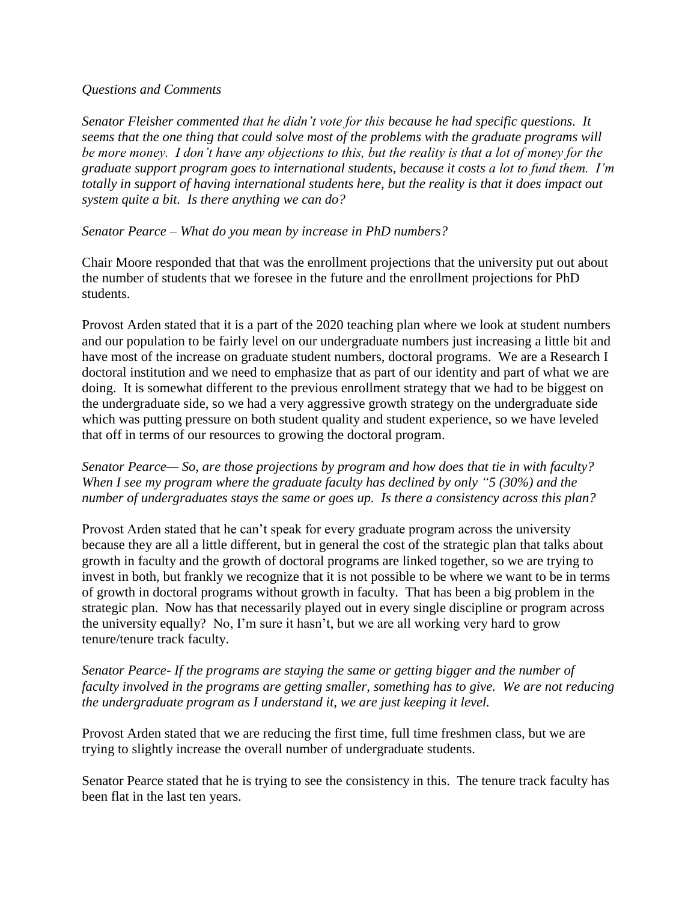*Questions and Comments*

*Senator Fleisher commented that he didn't vote for this because he had specific questions. It seems that the one thing that could solve most of the problems with the graduate programs will be more money. I don't have any objections to this, but the reality is that a lot of money for the graduate support program goes to international students, because it costs a lot to fund them. I'm totally in support of having international students here, but the reality is that it does impact out system quite a bit. Is there anything we can do?*

*Senator Pearce – What do you mean by increase in PhD numbers?*

Chair Moore responded that that was the enrollment projections that the university put out about the number of students that we foresee in the future and the enrollment projections for PhD students.

Provost Arden stated that it is a part of the 2020 teaching plan where we look at student numbers and our population to be fairly level on our undergraduate numbers just increasing a little bit and have most of the increase on graduate student numbers, doctoral programs. We are a Research I doctoral institution and we need to emphasize that as part of our identity and part of what we are doing. It is somewhat different to the previous enrollment strategy that we had to be biggest on the undergraduate side, so we had a very aggressive growth strategy on the undergraduate side which was putting pressure on both student quality and student experience, so we have leveled that off in terms of our resources to growing the doctoral program.

*Senator Pearce— So, are those projections by program and how does that tie in with faculty? When I see my program where the graduate faculty has declined by only "5 (30%) and the number of undergraduates stays the same or goes up. Is there a consistency across this plan?*

Provost Arden stated that he can't speak for every graduate program across the university because they are all a little different, but in general the cost of the strategic plan that talks about growth in faculty and the growth of doctoral programs are linked together, so we are trying to invest in both, but frankly we recognize that it is not possible to be where we want to be in terms of growth in doctoral programs without growth in faculty. That has been a big problem in the strategic plan. Now has that necessarily played out in every single discipline or program across the university equally? No, I'm sure it hasn't, but we are all working very hard to grow tenure/tenure track faculty.

*Senator Pearce- If the programs are staying the same or getting bigger and the number of faculty involved in the programs are getting smaller, something has to give. We are not reducing the undergraduate program as I understand it, we are just keeping it level.*

Provost Arden stated that we are reducing the first time, full time freshmen class, but we are trying to slightly increase the overall number of undergraduate students.

Senator Pearce stated that he is trying to see the consistency in this. The tenure track faculty has been flat in the last ten years.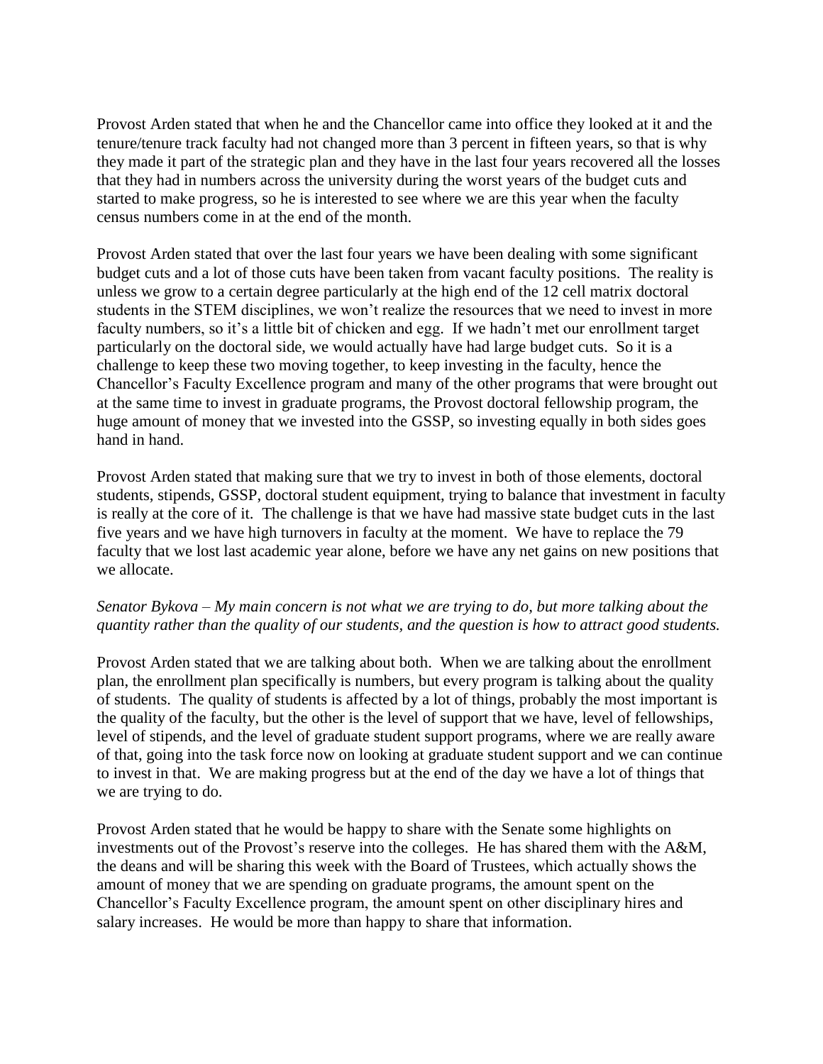Provost Arden stated that when he and the Chancellor came into office they looked at it and the tenure/tenure track faculty had not changed more than 3 percent in fifteen years, so that is why they made it part of the strategic plan and they have in the last four years recovered all the losses that they had in numbers across the university during the worst years of the budget cuts and started to make progress, so he is interested to see where we are this year when the faculty census numbers come in at the end of the month.

Provost Arden stated that over the last four years we have been dealing with some significant budget cuts and a lot of those cuts have been taken from vacant faculty positions. The reality is unless we grow to a certain degree particularly at the high end of the 12 cell matrix doctoral students in the STEM disciplines, we won't realize the resources that we need to invest in more faculty numbers, so it's a little bit of chicken and egg. If we hadn't met our enrollment target particularly on the doctoral side, we would actually have had large budget cuts. So it is a challenge to keep these two moving together, to keep investing in the faculty, hence the Chancellor's Faculty Excellence program and many of the other programs that were brought out at the same time to invest in graduate programs, the Provost doctoral fellowship program, the huge amount of money that we invested into the GSSP, so investing equally in both sides goes hand in hand.

Provost Arden stated that making sure that we try to invest in both of those elements, doctoral students, stipends, GSSP, doctoral student equipment, trying to balance that investment in faculty is really at the core of it. The challenge is that we have had massive state budget cuts in the last five years and we have high turnovers in faculty at the moment. We have to replace the 79 faculty that we lost last academic year alone, before we have any net gains on new positions that we allocate.

*Senator Bykova – My main concern is not what we are trying to do, but more talking about the quantity rather than the quality of our students, and the question is how to attract good students.*

Provost Arden stated that we are talking about both. When we are talking about the enrollment plan, the enrollment plan specifically is numbers, but every program is talking about the quality of students. The quality of students is affected by a lot of things, probably the most important is the quality of the faculty, but the other is the level of support that we have, level of fellowships, level of stipends, and the level of graduate student support programs, where we are really aware of that, going into the task force now on looking at graduate student support and we can continue to invest in that. We are making progress but at the end of the day we have a lot of things that we are trying to do.

Provost Arden stated that he would be happy to share with the Senate some highlights on investments out of the Provost's reserve into the colleges. He has shared them with the A&M, the deans and will be sharing this week with the Board of Trustees, which actually shows the amount of money that we are spending on graduate programs, the amount spent on the Chancellor's Faculty Excellence program, the amount spent on other disciplinary hires and salary increases. He would be more than happy to share that information.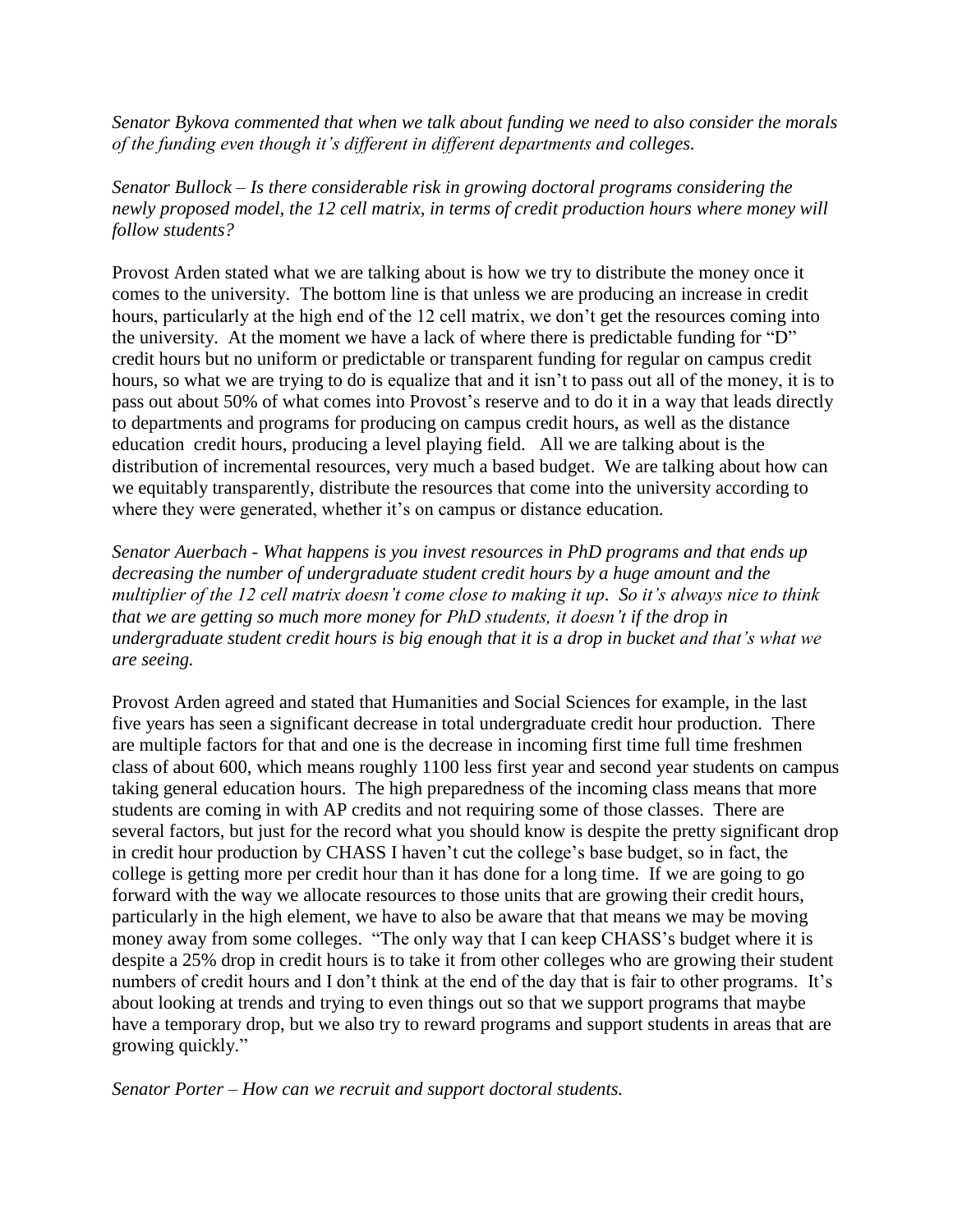*Senator Bykova commented that when we talk about funding we need to also consider the morals of the funding even though it's different in different departments and colleges.*

*Senator Bullock – Is there considerable risk in growing doctoral programs considering the newly proposed model, the 12 cell matrix, in terms of credit production hours where money will follow students?*

Provost Arden stated what we are talking about is how we try to distribute the money once it comes to the university. The bottom line is that unless we are producing an increase in credit hours, particularly at the high end of the 12 cell matrix, we don't get the resources coming into the university. At the moment we have a lack of where there is predictable funding for "D" credit hours but no uniform or predictable or transparent funding for regular on campus credit hours, so what we are trying to do is equalize that and it isn't to pass out all of the money, it is to pass out about 50% of what comes into Provost's reserve and to do it in a way that leads directly to departments and programs for producing on campus credit hours, as well as the distance education credit hours, producing a level playing field. All we are talking about is the distribution of incremental resources, very much a based budget. We are talking about how can we equitably transparently, distribute the resources that come into the university according to where they were generated, whether it's on campus or distance education.

*Senator Auerbach - What happens is you invest resources in PhD programs and that ends up decreasing the number of undergraduate student credit hours by a huge amount and the multiplier of the 12 cell matrix doesn't come close to making it up. So it's always nice to think that we are getting so much more money for PhD students, it doesn't if the drop in undergraduate student credit hours is big enough that it is a drop in bucket and that's what we are seeing.*

Provost Arden agreed and stated that Humanities and Social Sciences for example, in the last five years has seen a significant decrease in total undergraduate credit hour production. There are multiple factors for that and one is the decrease in incoming first time full time freshmen class of about 600, which means roughly 1100 less first year and second year students on campus taking general education hours. The high preparedness of the incoming class means that more students are coming in with AP credits and not requiring some of those classes. There are several factors, but just for the record what you should know is despite the pretty significant drop in credit hour production by CHASS I haven't cut the college's base budget, so in fact, the college is getting more per credit hour than it has done for a long time. If we are going to go forward with the way we allocate resources to those units that are growing their credit hours, particularly in the high element, we have to also be aware that that means we may be moving money away from some colleges. "The only way that I can keep CHASS's budget where it is despite a 25% drop in credit hours is to take it from other colleges who are growing their student numbers of credit hours and I don't think at the end of the day that is fair to other programs. It's about looking at trends and trying to even things out so that we support programs that maybe have a temporary drop, but we also try to reward programs and support students in areas that are growing quickly."

*Senator Porter – How can we recruit and support doctoral students.*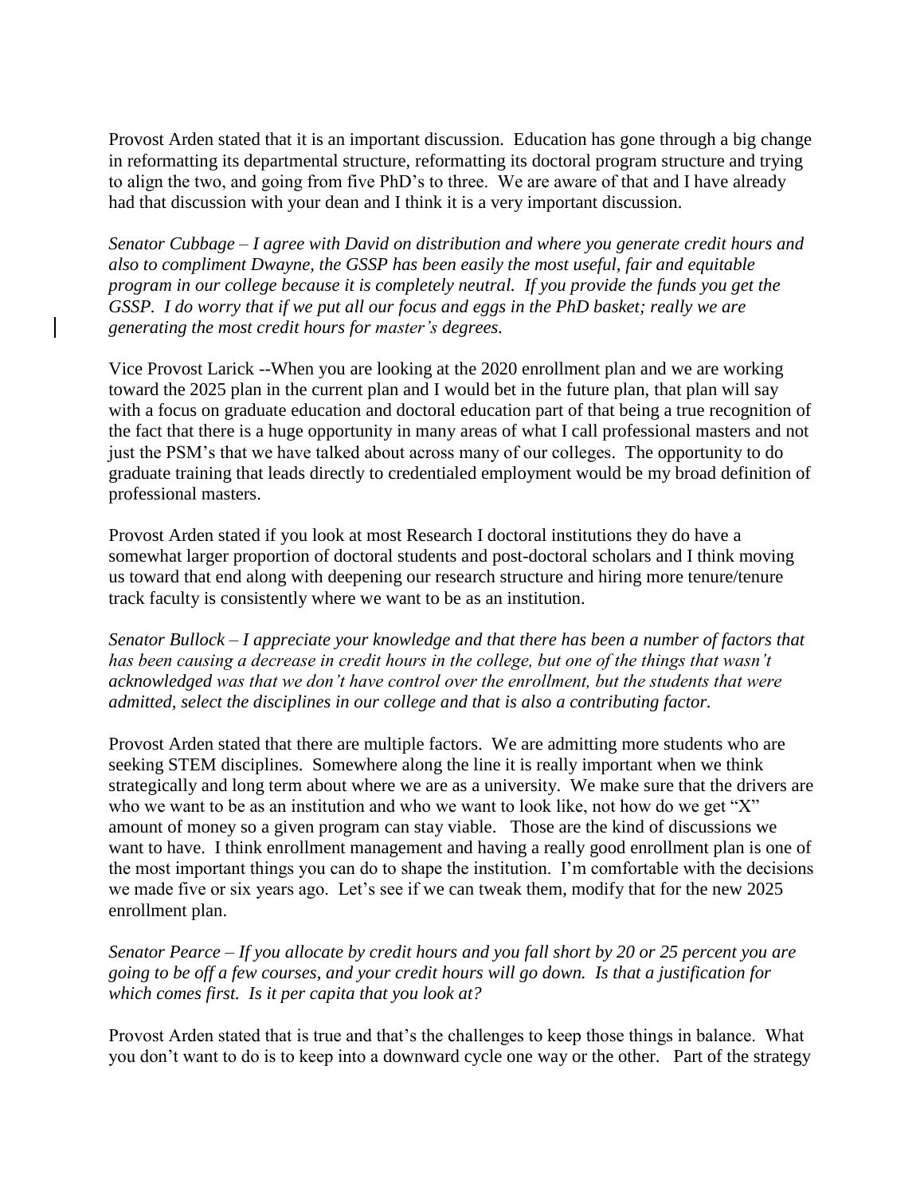Provost Arden stated that it is an important discussion. Education has gone through a big change in reformatting its departmental structure, reformatting its doctoral program structure and trying to align the two, and going from five PhD's to three. We are aware of that and I have already had that discussion with your dean and I think it is a very important discussion.

*Senator Cubbage – I agree with David on distribution and where you generate credit hours and also to compliment Dwayne, the GSSP has been easily the most useful, fair and equitable program in our college because it is completely neutral. If you provide the funds you get the GSSP. I do worry that if we put all our focus and eggs in the PhD basket; really we are generating the most credit hours for master's degrees.*

Vice Provost Larick --When you are looking at the 2020 enrollment plan and we are working toward the 2025 plan in the current plan and I would bet in the future plan, that plan will say with a focus on graduate education and doctoral education part of that being a true recognition of the fact that there is a huge opportunity in many areas of what I call professional masters and not just the PSM's that we have talked about across many of our colleges. The opportunity to do graduate training that leads directly to credentialed employment would be my broad definition of professional masters.

Provost Arden stated if you look at most Research I doctoral institutions they do have a somewhat larger proportion of doctoral students and post-doctoral scholars and I think moving us toward that end along with deepening our research structure and hiring more tenure/tenure track faculty is consistently where we want to be as an institution.

*Senator Bullock – I appreciate your knowledge and that there has been a number of factors that has been causing a decrease in credit hours in the college, but one of the things that wasn't acknowledged was that we don't have control over the enrollment, but the students that were admitted, select the disciplines in our college and that is also a contributing factor.*

Provost Arden stated that there are multiple factors. We are admitting more students who are seeking STEM disciplines. Somewhere along the line it is really important when we think strategically and long term about where we are as a university. We make sure that the drivers are who we want to be as an institution and who we want to look like, not how do we get "X" amount of money so a given program can stay viable. Those are the kind of discussions we want to have. I think enrollment management and having a really good enrollment plan is one of the most important things you can do to shape the institution. I'm comfortable with the decisions we made five or six years ago. Let's see if we can tweak them, modify that for the new 2025 enrollment plan.

*Senator Pearce – If you allocate by credit hours and you fall short by 20 or 25 percent you are going to be off a few courses, and your credit hours will go down. Is that a justification for which comes first. Is it per capita that you look at?*

Provost Arden stated that is true and that's the challenges to keep those things in balance. What you don't want to do is to keep into a downward cycle one way or the other. Part of the strategy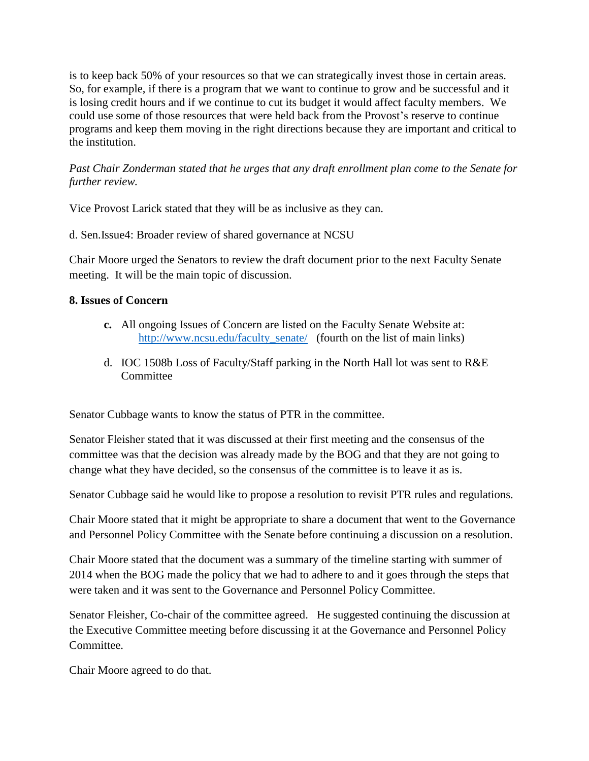is to keep back 50% of your resources so that we can strategically invest those in certain areas. So, for example, if there is a program that we want to continue to grow and be successful and it is losing credit hours and if we continue to cut its budget it would affect faculty members. We could use some of those resources that were held back from the Provost's reserve to continue programs and keep them moving in the right directions because they are important and critical to the institution.

*Past Chair Zonderman stated that he urges that any draft enrollment plan come to the Senate for further review.*

Vice Provost Larick stated that they will be as inclusive as they can.

d. Sen.Issue4: Broader review of shared governance at NCSU

Chair Moore urged the Senators to review the draft document prior to the next Faculty Senate meeting. It will be the main topic of discussion.

**8. Issues of Concern**

- **c.** All ongoing Issues of Concern are listed on the Faculty Senate Website at: http://www.ncsu.edu/faculty_senate/ (fourth on the list of main links)
- d. IOC 1508b Loss of Faculty/Staff parking in the North Hall lot was sent to R&E Committee

Senator Cubbage wants to know the status of PTR in the committee.

Senator Fleisher stated that it was discussed at their first meeting and the consensus of the committee was that the decision was already made by the BOG and that they are not going to change what they have decided, so the consensus of the committee is to leave it as is.

Senator Cubbage said he would like to propose a resolution to revisit PTR rules and regulations.

Chair Moore stated that it might be appropriate to share a document that went to the Governance and Personnel Policy Committee with the Senate before continuing a discussion on a resolution.

Chair Moore stated that the document was a summary of the timeline starting with summer of 2014 when the BOG made the policy that we had to adhere to and it goes through the steps that were taken and it was sent to the Governance and Personnel Policy Committee.

Senator Fleisher, Co-chair of the committee agreed. He suggested continuing the discussion at the Executive Committee meeting before discussing it at the Governance and Personnel Policy Committee.

Chair Moore agreed to do that.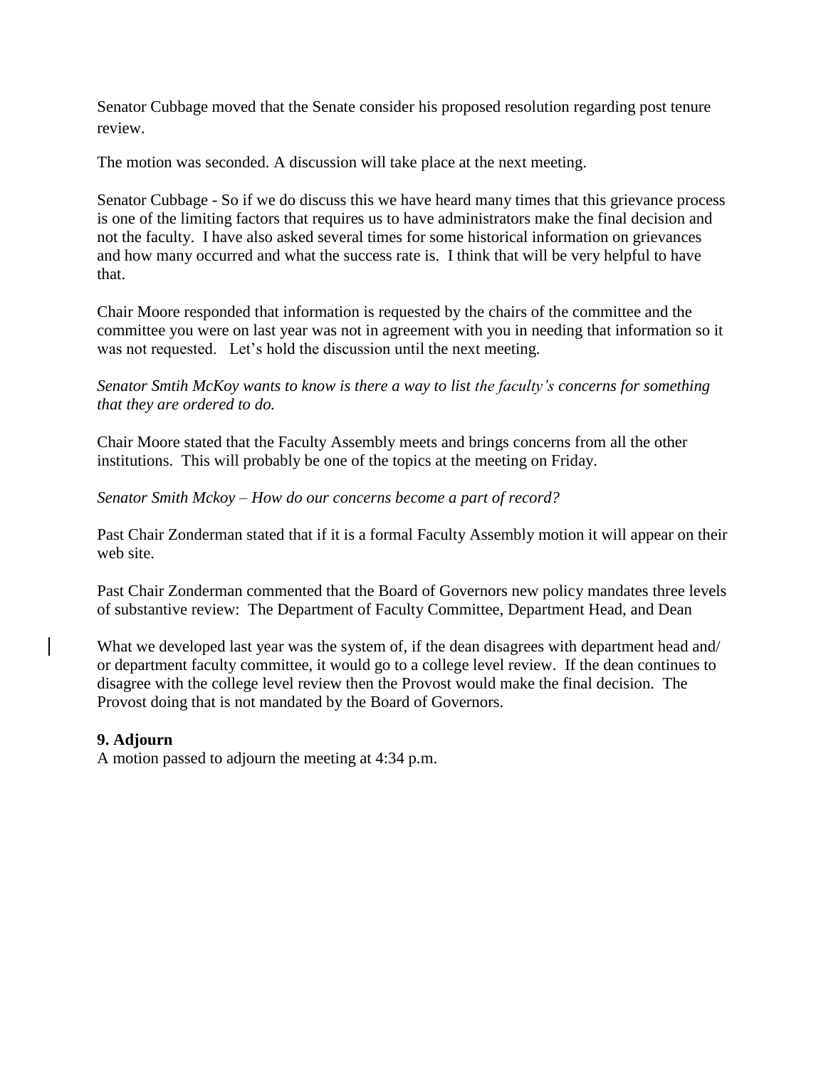Senator Cubbage moved that the Senate consider his proposed resolution regarding post tenure review.

The motion was seconded. A discussion will take place at the next meeting.

Senator Cubbage - So if we do discuss this we have heard many times that this grievance process is one of the limiting factors that requires us to have administrators make the final decision and not the faculty. I have also asked several times for some historical information on grievances and how many occurred and what the success rate is. I think that will be very helpful to have that.

Chair Moore responded that information is requested by the chairs of the committee and the committee you were on last year was not in agreement with you in needing that information so it was not requested. Let's hold the discussion until the next meeting.

*Senator Smtih McKoy wants to know is there a way to list the faculty's concerns for something that they are ordered to do.*

Chair Moore stated that the Faculty Assembly meets and brings concerns from all the other institutions. This will probably be one of the topics at the meeting on Friday.

*Senator Smith Mckoy – How do our concerns become a part of record?*

Past Chair Zonderman stated that if it is a formal Faculty Assembly motion it will appear on their web site.

Past Chair Zonderman commented that the Board of Governors new policy mandates three levels of substantive review: The Department of Faculty Committee, Department Head, and Dean

What we developed last year was the system of, if the dean disagrees with department head and/ or department faculty committee, it would go to a college level review. If the dean continues to disagree with the college level review then the Provost would make the final decision. The Provost doing that is not mandated by the Board of Governors.

**9. Adjourn**

A motion passed to adjourn the meeting at 4:34 p.m.